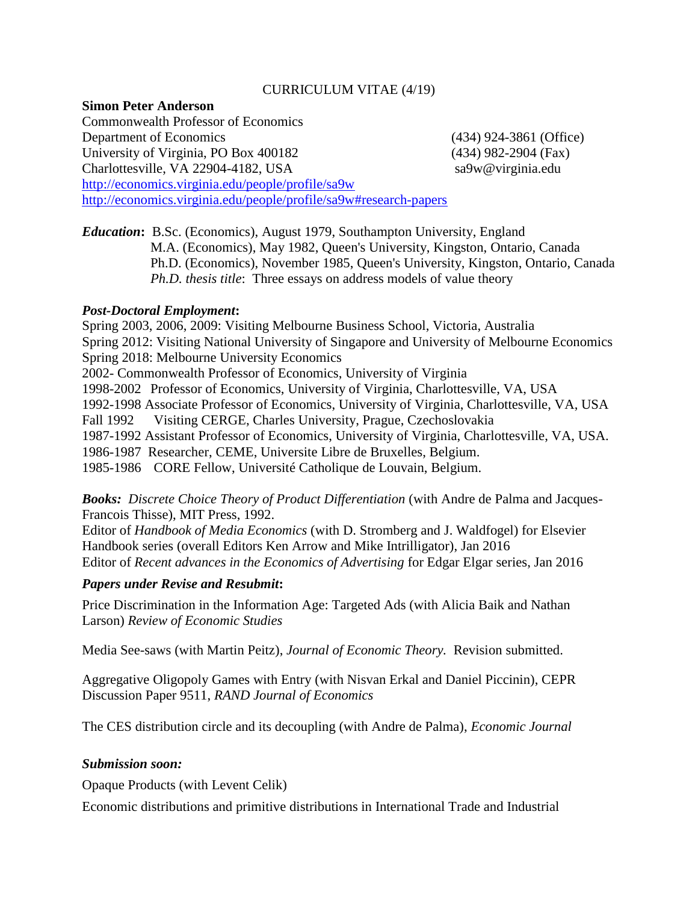CURRICULUM VITAE (4/19)

**Simon Peter Anderson**
Commonwealth Professor of Economics
Department of Economics (434) 924-3861 (Office)
University of Virginia, PO Box 400182 (434) 982-2904 (Fax)
Charlottesville, VA 22904-4182, USA sa9w@virginia.edu
http://economics.virginia.edu/people/profile/sa9w
http://economics.virginia.edu/people/profile/sa9w#research-papers

***Education*:** B.Sc. (Economics), August 1979, Southampton University, England
M.A. (Economics), May 1982, Queen's University, Kingston, Ontario, Canada
Ph.D. (Economics), November 1985, Queen's University, Kingston, Ontario, Canada
*Ph.D. thesis title*: Three essays on address models of value theory

***Post-Doctoral Employment*:**

Spring 2003, 2006, 2009: Visiting Melbourne Business School, Victoria, Australia
Spring 2012: Visiting National University of Singapore and University of Melbourne Economics
Spring 2018: Melbourne University Economics
2002- Commonwealth Professor of Economics, University of Virginia
1998-2002 Professor of Economics, University of Virginia, Charlottesville, VA, USA
1992-1998 Associate Professor of Economics, University of Virginia, Charlottesville, VA, USA
Fall 1992 Visiting CERGE, Charles University, Prague, Czechoslovakia
1987-1992 Assistant Professor of Economics, University of Virginia, Charlottesville, VA, USA.
1986-1987 Researcher, CEME, Universite Libre de Bruxelles, Belgium.
1985-1986 CORE Fellow, Université Catholique de Louvain, Belgium.

***Books:*** *Discrete Choice Theory of Product Differentiation* (with Andre de Palma and Jacques-Francois Thisse), MIT Press, 1992.
Editor of *Handbook of Media Economics* (with D. Stromberg and J. Waldfogel) for Elsevier Handbook series (overall Editors Ken Arrow and Mike Intrilligator), Jan 2016
Editor of *Recent advances in the Economics of Advertising* for Edgar Elgar series, Jan 2016

***Papers under Revise and Resubmit*:**

Price Discrimination in the Information Age: Targeted Ads (with Alicia Baik and Nathan Larson) *Review of Economic Studies*

Media See-saws (with Martin Peitz), *Journal of Economic Theory.* Revision submitted.

Aggregative Oligopoly Games with Entry (with Nisvan Erkal and Daniel Piccinin), CEPR Discussion Paper 9511, *RAND Journal of Economics*

The CES distribution circle and its decoupling (with Andre de Palma), *Economic Journal*

***Submission soon:***

Opaque Products (with Levent Celik)

Economic distributions and primitive distributions in International Trade and Industrial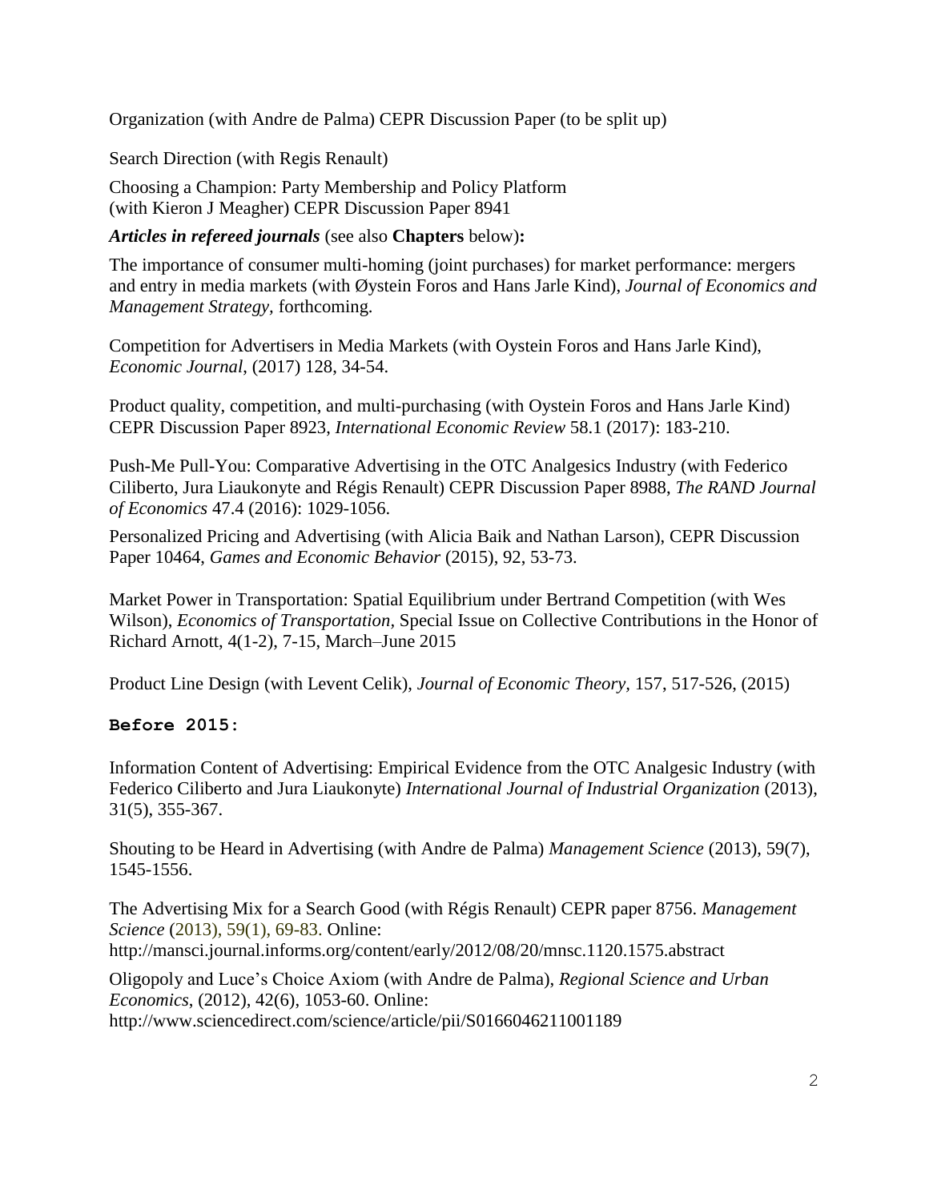Organization (with Andre de Palma) CEPR Discussion Paper (to be split up)

Search Direction (with Regis Renault)

Choosing a Champion: Party Membership and Policy Platform
(with Kieron J Meagher) CEPR Discussion Paper 8941

***Articles in refereed journals*** (see also **Chapters** below)**:**

The importance of consumer multi-homing (joint purchases) for market performance: mergers and entry in media markets (with Øystein Foros and Hans Jarle Kind), *Journal of Economics and Management Strategy*, forthcoming.

Competition for Advertisers in Media Markets (with Oystein Foros and Hans Jarle Kind), *Economic Journal*, (2017) 128, 34-54.

Product quality, competition, and multi-purchasing (with Oystein Foros and Hans Jarle Kind) CEPR Discussion Paper 8923, *International Economic Review* 58.1 (2017): 183-210.

Push-Me Pull-You: Comparative Advertising in the OTC Analgesics Industry (with Federico Ciliberto, Jura Liaukonyte and Régis Renault) CEPR Discussion Paper 8988, *The RAND Journal of Economics* 47.4 (2016): 1029-1056.

Personalized Pricing and Advertising (with Alicia Baik and Nathan Larson), CEPR Discussion Paper 10464, *Games and Economic Behavior* (2015), 92, 53-73.

Market Power in Transportation: Spatial Equilibrium under Bertrand Competition (with Wes Wilson), *Economics of Transportation*, Special Issue on Collective Contributions in the Honor of Richard Arnott, 4(1-2), 7-15, March–June 2015

Product Line Design (with Levent Celik), *Journal of Economic Theory*, 157, 517-526, (2015)

**Before 2015:**

Information Content of Advertising: Empirical Evidence from the OTC Analgesic Industry (with Federico Ciliberto and Jura Liaukonyte) *International Journal of Industrial Organization* (2013), 31(5), 355-367.

Shouting to be Heard in Advertising (with Andre de Palma) *Management Science* (2013), 59(7), 1545-1556.

The Advertising Mix for a Search Good (with Régis Renault) CEPR paper 8756. *Management Science* (2013), 59(1), 69-83. Online:
http://mansci.journal.informs.org/content/early/2012/08/20/mnsc.1120.1575.abstract

Oligopoly and Luce's Choice Axiom (with Andre de Palma), *Regional Science and Urban Economics*, (2012), 42(6), 1053-60. Online:
http://www.sciencedirect.com/science/article/pii/S0166046211001189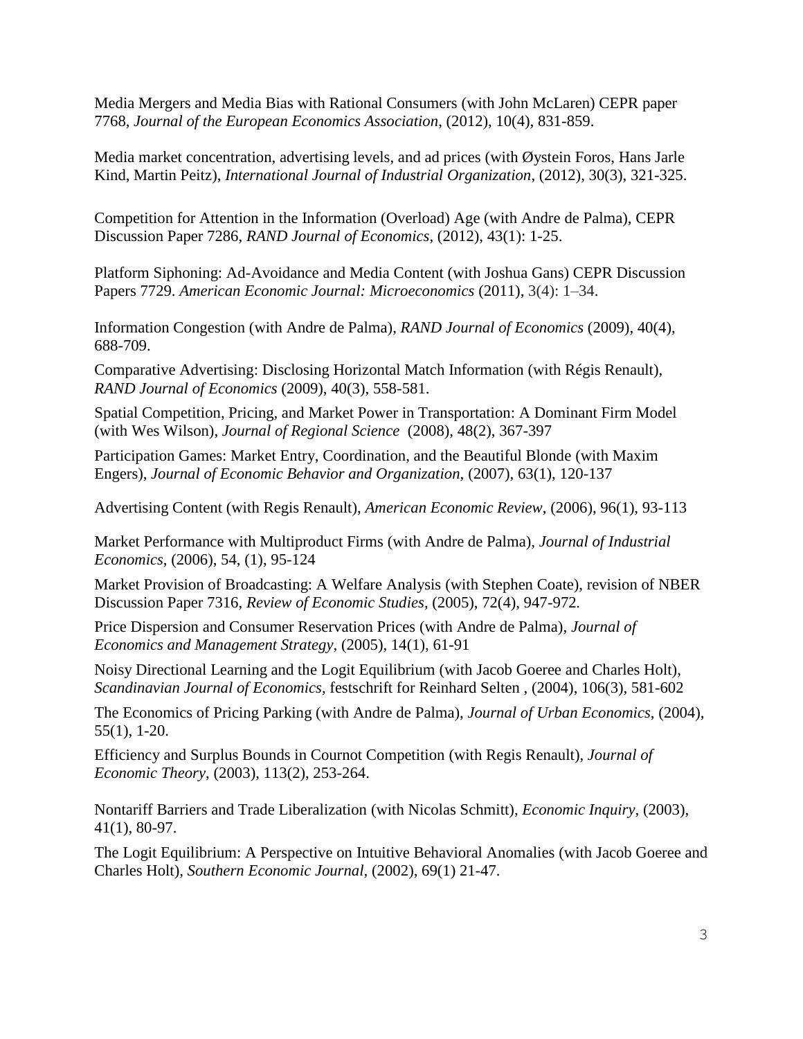Media Mergers and Media Bias with Rational Consumers (with John McLaren) CEPR paper 7768, *Journal of the European Economics Association*, (2012), 10(4), 831-859.

Media market concentration, advertising levels, and ad prices (with Øystein Foros, Hans Jarle Kind, Martin Peitz), *International Journal of Industrial Organization*, (2012), 30(3), 321-325.

Competition for Attention in the Information (Overload) Age (with Andre de Palma), CEPR Discussion Paper 7286, *RAND Journal of Economics*, (2012), 43(1): 1-25.

Platform Siphoning: Ad-Avoidance and Media Content (with Joshua Gans) CEPR Discussion Papers 7729. *American Economic Journal: Microeconomics* (2011), 3(4): 1–34.

Information Congestion (with Andre de Palma), *RAND Journal of Economics* (2009), 40(4), 688-709.

Comparative Advertising: Disclosing Horizontal Match Information (with Régis Renault), *RAND Journal of Economics* (2009), 40(3), 558-581.

Spatial Competition, Pricing, and Market Power in Transportation: A Dominant Firm Model (with Wes Wilson), *Journal of Regional Science* (2008), 48(2), 367-397

Participation Games: Market Entry, Coordination, and the Beautiful Blonde (with Maxim Engers), *Journal of Economic Behavior and Organization*, (2007), 63(1), 120-137

Advertising Content (with Regis Renault), *American Economic Review*, (2006), 96(1), 93-113

Market Performance with Multiproduct Firms (with Andre de Palma), *Journal of Industrial Economics*, (2006), 54, (1), 95-124

Market Provision of Broadcasting: A Welfare Analysis (with Stephen Coate), revision of NBER Discussion Paper 7316, *Review of Economic Studies*, (2005), 72(4), 947-972.

Price Dispersion and Consumer Reservation Prices (with Andre de Palma), *Journal of Economics and Management Strategy*, (2005), 14(1), 61-91

Noisy Directional Learning and the Logit Equilibrium (with Jacob Goeree and Charles Holt), *Scandinavian Journal of Economics*, festschrift for Reinhard Selten , (2004), 106(3), 581-602

The Economics of Pricing Parking (with Andre de Palma), *Journal of Urban Economics*, (2004), 55(1), 1-20.

Efficiency and Surplus Bounds in Cournot Competition (with Regis Renault), *Journal of Economic Theory*, (2003), 113(2), 253-264.

Nontariff Barriers and Trade Liberalization (with Nicolas Schmitt), *Economic Inquiry*, (2003), 41(1), 80-97.

The Logit Equilibrium: A Perspective on Intuitive Behavioral Anomalies (with Jacob Goeree and Charles Holt), *Southern Economic Journal*, (2002), 69(1) 21-47.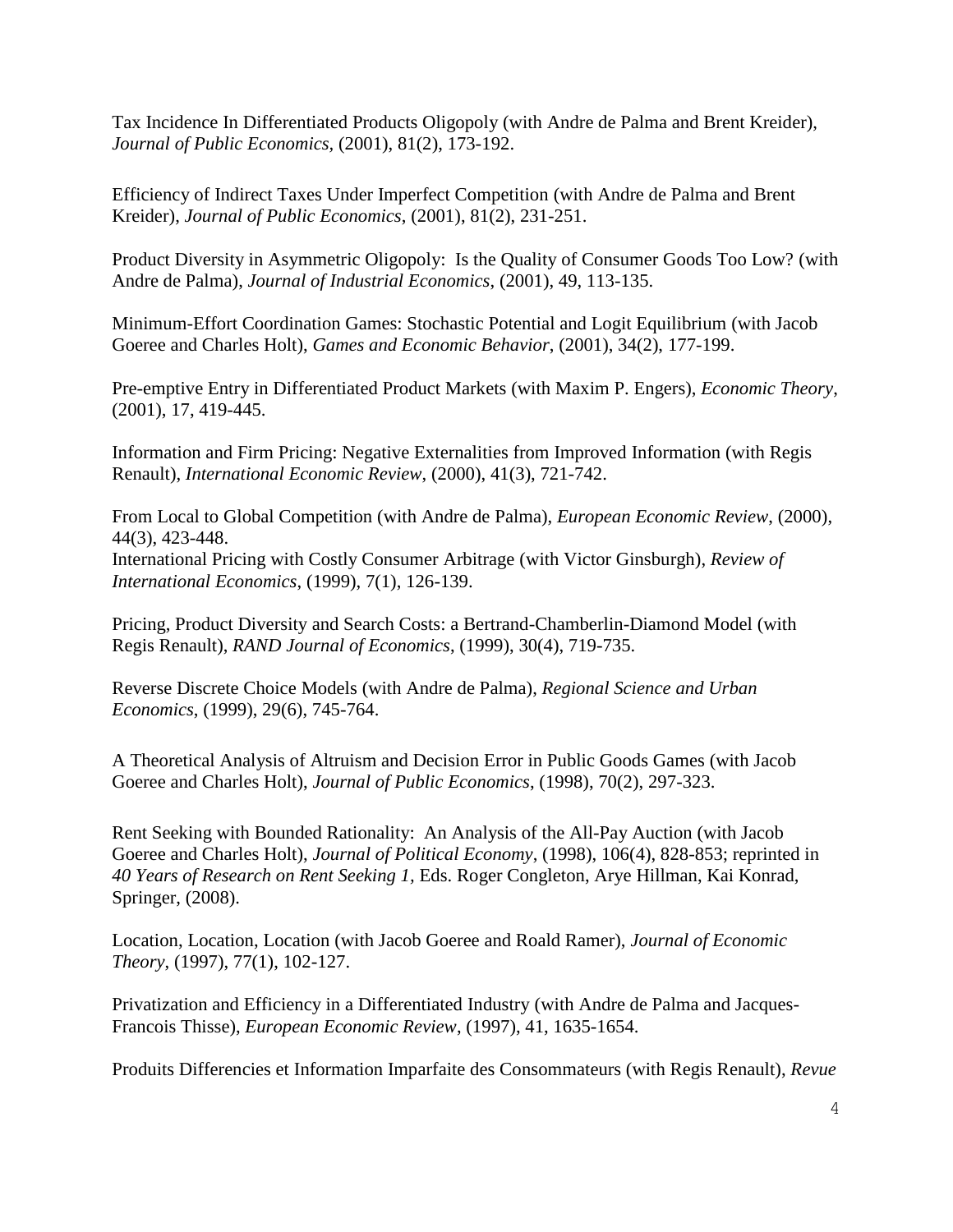Tax Incidence In Differentiated Products Oligopoly (with Andre de Palma and Brent Kreider), *Journal of Public Economics*, (2001), 81(2), 173-192.

Efficiency of Indirect Taxes Under Imperfect Competition (with Andre de Palma and Brent Kreider), *Journal of Public Economics*, (2001), 81(2), 231-251.

Product Diversity in Asymmetric Oligopoly: Is the Quality of Consumer Goods Too Low? (with Andre de Palma), *Journal of Industrial Economics*, (2001), 49, 113-135.

Minimum-Effort Coordination Games: Stochastic Potential and Logit Equilibrium (with Jacob Goeree and Charles Holt), *Games and Economic Behavior*, (2001), 34(2), 177-199.

Pre-emptive Entry in Differentiated Product Markets (with Maxim P. Engers), *Economic Theory*, (2001), 17, 419-445.

Information and Firm Pricing: Negative Externalities from Improved Information (with Regis Renault), *International Economic Review*, (2000), 41(3), 721-742.

From Local to Global Competition (with Andre de Palma), *European Economic Review*, (2000), 44(3), 423-448.

International Pricing with Costly Consumer Arbitrage (with Victor Ginsburgh), *Review of International Economics*, (1999), 7(1), 126-139.

Pricing, Product Diversity and Search Costs: a Bertrand-Chamberlin-Diamond Model (with Regis Renault), *RAND Journal of Economics*, (1999), 30(4), 719-735.

Reverse Discrete Choice Models (with Andre de Palma), *Regional Science and Urban Economics*, (1999), 29(6), 745-764.

A Theoretical Analysis of Altruism and Decision Error in Public Goods Games (with Jacob Goeree and Charles Holt), *Journal of Public Economics*, (1998), 70(2), 297-323.

Rent Seeking with Bounded Rationality: An Analysis of the All-Pay Auction (with Jacob Goeree and Charles Holt), *Journal of Political Economy*, (1998), 106(4), 828-853; reprinted in *40 Years of Research on Rent Seeking 1*, Eds. Roger Congleton, Arye Hillman, Kai Konrad, Springer, (2008).

Location, Location, Location (with Jacob Goeree and Roald Ramer), *Journal of Economic Theory*, (1997), 77(1), 102-127.

Privatization and Efficiency in a Differentiated Industry (with Andre de Palma and Jacques-Francois Thisse), *European Economic Review*, (1997), 41, 1635-1654.

Produits Differencies et Information Imparfaite des Consommateurs (with Regis Renault), *Revue*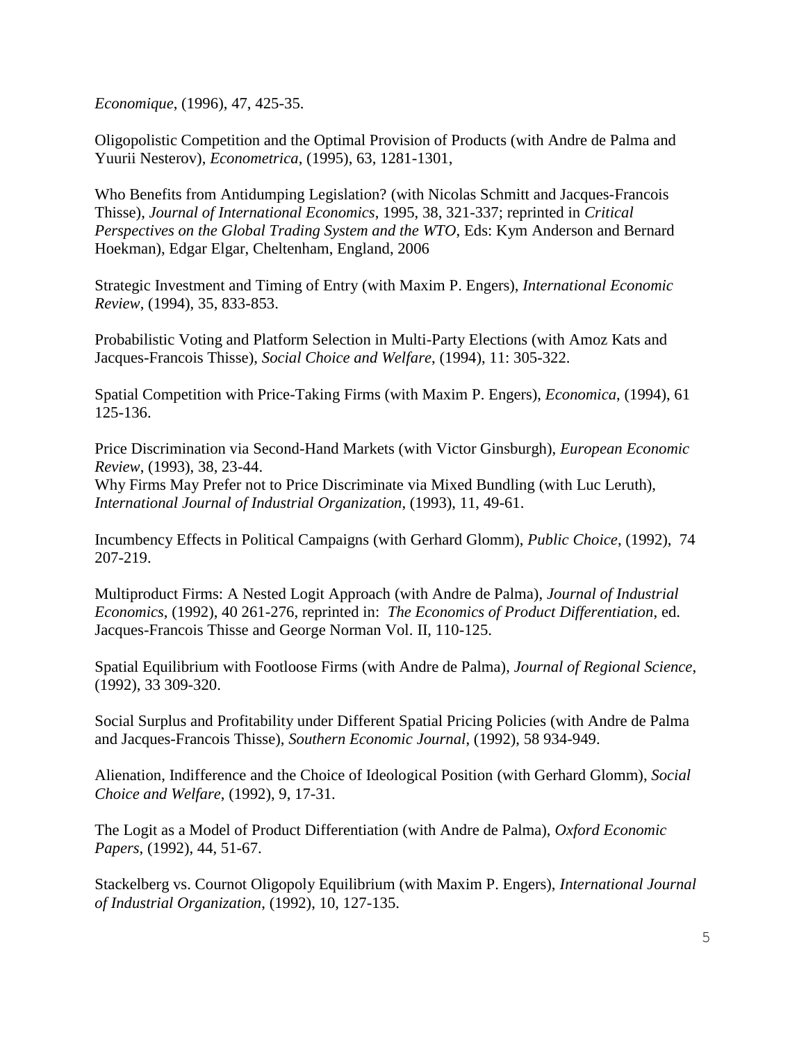*Economique*, (1996), 47, 425-35.

Oligopolistic Competition and the Optimal Provision of Products (with Andre de Palma and Yuurii Nesterov), *Econometrica*, (1995), 63, 1281-1301,

Who Benefits from Antidumping Legislation? (with Nicolas Schmitt and Jacques-Francois Thisse), *Journal of International Economics*, 1995, 38, 321-337; reprinted in *Critical Perspectives on the Global Trading System and the WTO*, Eds: Kym Anderson and Bernard Hoekman), Edgar Elgar, Cheltenham, England, 2006

Strategic Investment and Timing of Entry (with Maxim P. Engers), *International Economic Review*, (1994), 35, 833-853.

Probabilistic Voting and Platform Selection in Multi-Party Elections (with Amoz Kats and Jacques-Francois Thisse), *Social Choice and Welfare*, (1994), 11: 305-322.

Spatial Competition with Price-Taking Firms (with Maxim P. Engers), *Economica*, (1994), 61 125-136.

Price Discrimination via Second-Hand Markets (with Victor Ginsburgh), *European Economic Review*, (1993), 38, 23-44.
Why Firms May Prefer not to Price Discriminate via Mixed Bundling (with Luc Leruth), *International Journal of Industrial Organization*, (1993), 11, 49-61.

Incumbency Effects in Political Campaigns (with Gerhard Glomm), *Public Choice*, (1992), 74 207-219.

Multiproduct Firms: A Nested Logit Approach (with Andre de Palma), *Journal of Industrial Economics*, (1992), 40 261-276, reprinted in: *The Economics of Product Differentiation*, ed. Jacques-Francois Thisse and George Norman Vol. II, 110-125.

Spatial Equilibrium with Footloose Firms (with Andre de Palma), *Journal of Regional Science*, (1992), 33 309-320.

Social Surplus and Profitability under Different Spatial Pricing Policies (with Andre de Palma and Jacques-Francois Thisse), *Southern Economic Journal*, (1992), 58 934-949.

Alienation, Indifference and the Choice of Ideological Position (with Gerhard Glomm), *Social Choice and Welfare*, (1992), 9, 17-31.

The Logit as a Model of Product Differentiation (with Andre de Palma), *Oxford Economic Papers*, (1992), 44, 51-67.

Stackelberg vs. Cournot Oligopoly Equilibrium (with Maxim P. Engers), *International Journal of Industrial Organization*, (1992), 10, 127-135.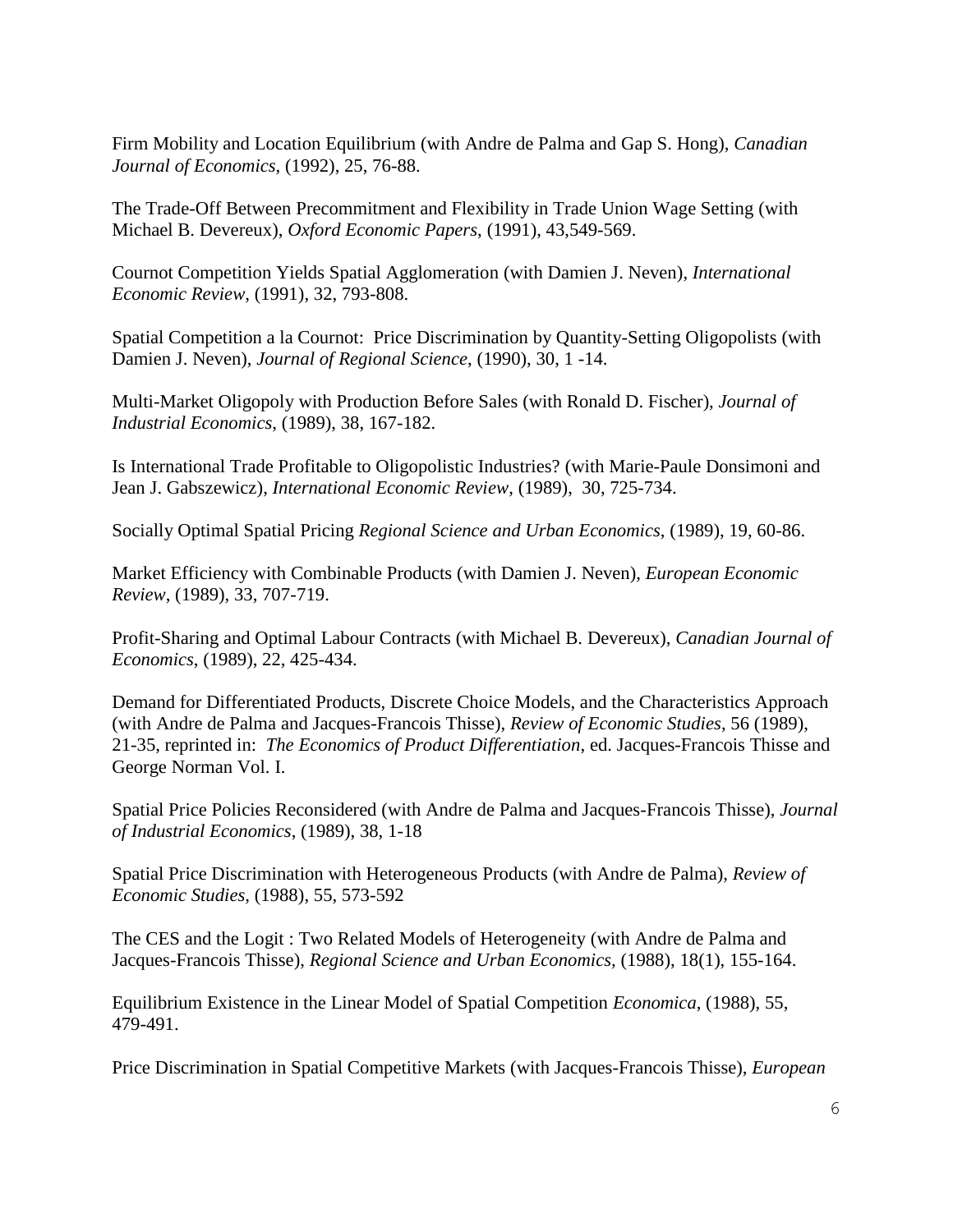Firm Mobility and Location Equilibrium (with Andre de Palma and Gap S. Hong), *Canadian Journal of Economics*, (1992), 25, 76-88.

The Trade-Off Between Precommitment and Flexibility in Trade Union Wage Setting (with Michael B. Devereux), *Oxford Economic Papers*, (1991), 43,549-569.

Cournot Competition Yields Spatial Agglomeration (with Damien J. Neven), *International Economic Review*, (1991), 32, 793-808.

Spatial Competition a la Cournot: Price Discrimination by Quantity-Setting Oligopolists (with Damien J. Neven), *Journal of Regional Science*, (1990), 30, 1 -14.

Multi-Market Oligopoly with Production Before Sales (with Ronald D. Fischer), *Journal of Industrial Economics*, (1989), 38, 167-182.

Is International Trade Profitable to Oligopolistic Industries? (with Marie-Paule Donsimoni and Jean J. Gabszewicz), *International Economic Review*, (1989), 30, 725-734.

Socially Optimal Spatial Pricing *Regional Science and Urban Economics*, (1989), 19, 60-86.

Market Efficiency with Combinable Products (with Damien J. Neven), *European Economic Review*, (1989), 33, 707-719.

Profit-Sharing and Optimal Labour Contracts (with Michael B. Devereux), *Canadian Journal of Economics*, (1989), 22, 425-434.

Demand for Differentiated Products, Discrete Choice Models, and the Characteristics Approach (with Andre de Palma and Jacques-Francois Thisse), *Review of Economic Studies*, 56 (1989), 21-35, reprinted in: *The Economics of Product Differentiation*, ed. Jacques-Francois Thisse and George Norman Vol. I.

Spatial Price Policies Reconsidered (with Andre de Palma and Jacques-Francois Thisse), *Journal of Industrial Economics*, (1989), 38, 1-18

Spatial Price Discrimination with Heterogeneous Products (with Andre de Palma), *Review of Economic Studies*, (1988), 55, 573-592

The CES and the Logit : Two Related Models of Heterogeneity (with Andre de Palma and Jacques-Francois Thisse), *Regional Science and Urban Economics*, (1988), 18(1), 155-164.

Equilibrium Existence in the Linear Model of Spatial Competition *Economica*, (1988), 55, 479-491.

Price Discrimination in Spatial Competitive Markets (with Jacques-Francois Thisse), *European*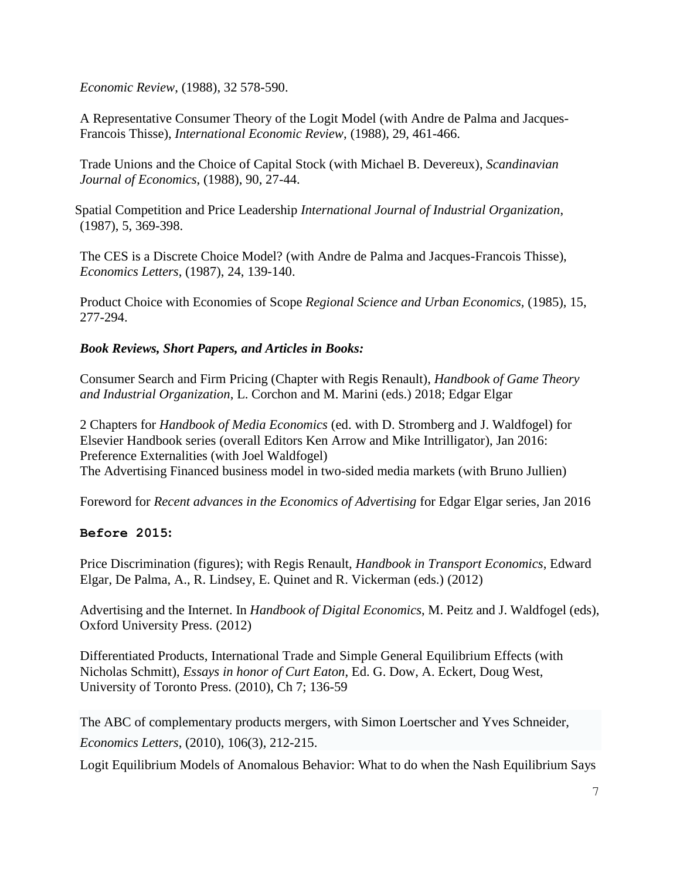*Economic Review*, (1988), 32 578-590.

A Representative Consumer Theory of the Logit Model (with Andre de Palma and Jacques-Francois Thisse), *International Economic Review*, (1988), 29, 461-466.

Trade Unions and the Choice of Capital Stock (with Michael B. Devereux), *Scandinavian Journal of Economics*, (1988), 90, 27-44.

Spatial Competition and Price Leadership *International Journal of Industrial Organization*, (1987), 5, 369-398.

The CES is a Discrete Choice Model? (with Andre de Palma and Jacques-Francois Thisse), *Economics Letters*, (1987), 24, 139-140.

Product Choice with Economies of Scope *Regional Science and Urban Economics,* (1985), 15, 277-294.

***Book Reviews, Short Papers, and Articles in Books:***

Consumer Search and Firm Pricing (Chapter with Regis Renault), *Handbook of Game Theory and Industrial Organization*, L. Corchon and M. Marini (eds.) 2018; Edgar Elgar

2 Chapters for *Handbook of Media Economics* (ed. with D. Stromberg and J. Waldfogel) for Elsevier Handbook series (overall Editors Ken Arrow and Mike Intrilligator), Jan 2016:
Preference Externalities (with Joel Waldfogel)
The Advertising Financed business model in two-sided media markets (with Bruno Jullien)

Foreword for *Recent advances in the Economics of Advertising* for Edgar Elgar series, Jan 2016

**Before 2015:**

Price Discrimination (figures); with Regis Renault, *Handbook in Transport Economics*, Edward Elgar, De Palma, A., R. Lindsey, E. Quinet and R. Vickerman (eds.) (2012)

Advertising and the Internet. In *Handbook of Digital Economics*, M. Peitz and J. Waldfogel (eds), Oxford University Press. (2012)

Differentiated Products, International Trade and Simple General Equilibrium Effects (with Nicholas Schmitt), *Essays in honor of Curt Eaton*, Ed. G. Dow, A. Eckert, Doug West, University of Toronto Press. (2010), Ch 7; 136-59

The ABC of complementary products mergers, with Simon Loertscher and Yves Schneider, *Economics Letters*, (2010), 106(3), 212-215.

Logit Equilibrium Models of Anomalous Behavior: What to do when the Nash Equilibrium Says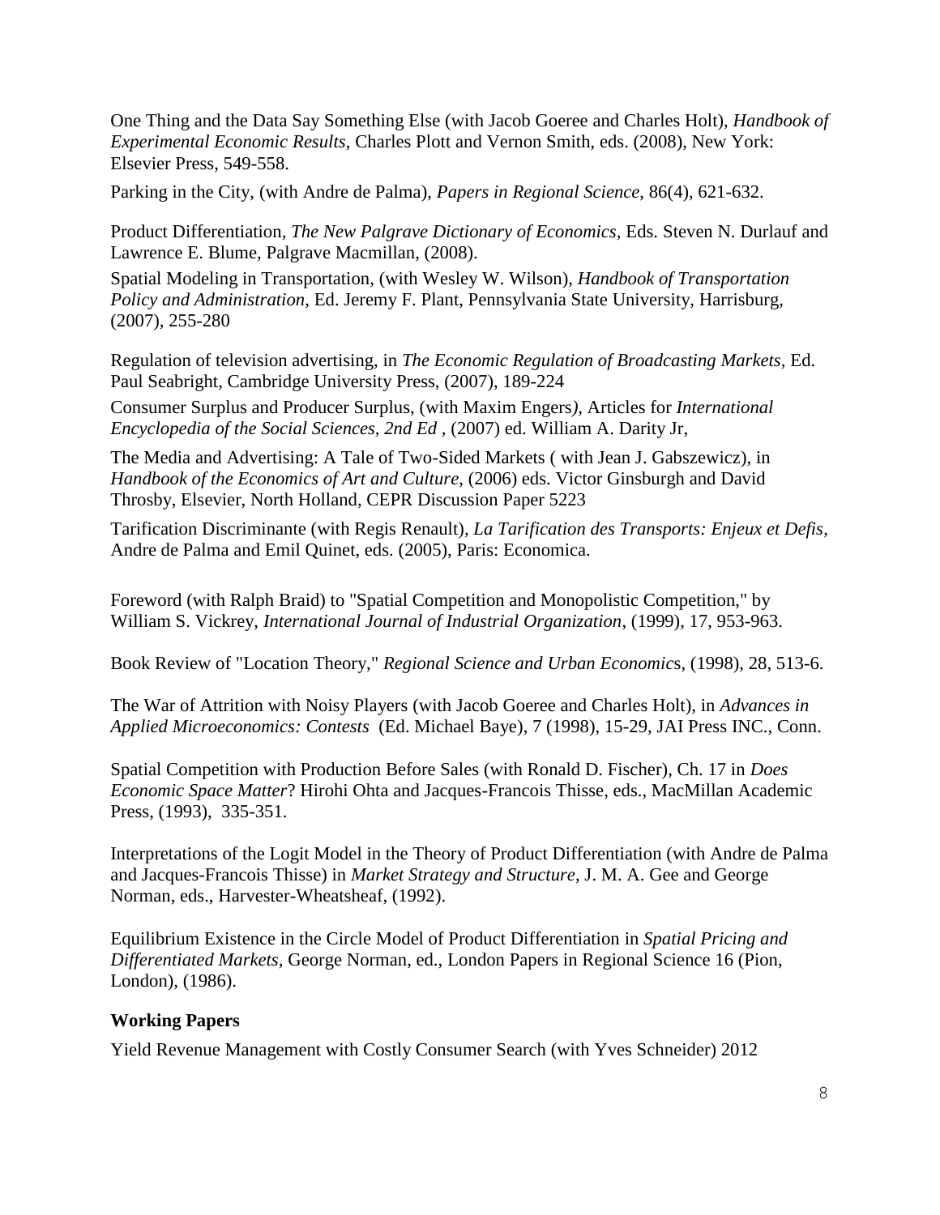One Thing and the Data Say Something Else (with Jacob Goeree and Charles Holt), *Handbook of Experimental Economic Results*, Charles Plott and Vernon Smith, eds. (2008), New York: Elsevier Press, 549-558.

Parking in the City, (with Andre de Palma), *Papers in Regional Science*, 86(4), 621-632.

Product Differentiation, *The New Palgrave Dictionary of Economics*, Eds. Steven N. Durlauf and Lawrence E. Blume, Palgrave Macmillan, (2008).

Spatial Modeling in Transportation, (with Wesley W. Wilson), *Handbook of Transportation Policy and Administration*, Ed. Jeremy F. Plant, Pennsylvania State University, Harrisburg, (2007), 255-280

Regulation of television advertising, in *The Economic Regulation of Broadcasting Markets*, Ed. Paul Seabright, Cambridge University Press, (2007), 189-224

Consumer Surplus and Producer Surplus, (with Maxim Engers), Articles for *International Encyclopedia of the Social Sciences*, *2nd Ed* , (2007) ed. William A. Darity Jr,

The Media and Advertising: A Tale of Two-Sided Markets ( with Jean J. Gabszewicz), in *Handbook of the Economics of Art and Culture*, (2006) eds. Victor Ginsburgh and David Throsby, Elsevier, North Holland, CEPR Discussion Paper 5223

Tarification Discriminante (with Regis Renault), *La Tarification des Transports: Enjeux et Defis*, Andre de Palma and Emil Quinet, eds. (2005), Paris: Economica.

Foreword (with Ralph Braid) to "Spatial Competition and Monopolistic Competition," by William S. Vickrey, *International Journal of Industrial Organization*, (1999), 17, 953-963.

Book Review of "Location Theory," *Regional Science and Urban Economics*, (1998), 28, 513-6.

The War of Attrition with Noisy Players (with Jacob Goeree and Charles Holt), in *Advances in Applied Microeconomics: Contests* (Ed. Michael Baye), 7 (1998), 15-29, JAI Press INC., Conn.

Spatial Competition with Production Before Sales (with Ronald D. Fischer), Ch. 17 in *Does Economic Space Matter*? Hirohi Ohta and Jacques-Francois Thisse, eds., MacMillan Academic Press, (1993), 335-351.

Interpretations of the Logit Model in the Theory of Product Differentiation (with Andre de Palma and Jacques-Francois Thisse) in *Market Strategy and Structure*, J. M. A. Gee and George Norman, eds., Harvester-Wheatsheaf, (1992).

Equilibrium Existence in the Circle Model of Product Differentiation in *Spatial Pricing and Differentiated Markets*, George Norman, ed., London Papers in Regional Science 16 (Pion, London), (1986).

**Working Papers**

Yield Revenue Management with Costly Consumer Search (with Yves Schneider) 2012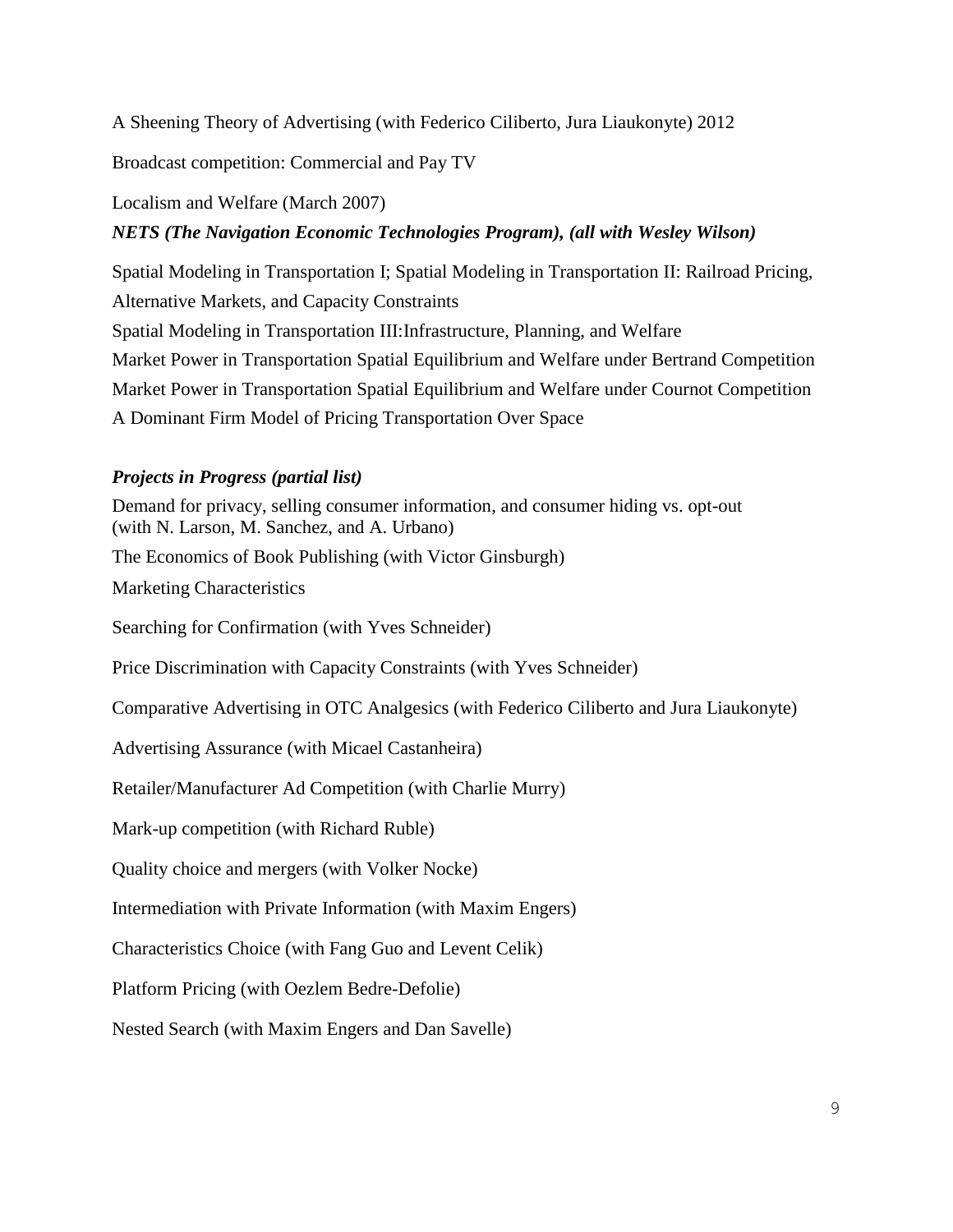A Sheening Theory of Advertising (with Federico Ciliberto, Jura Liaukonyte) 2012

Broadcast competition: Commercial and Pay TV

Localism and Welfare (March 2007)

***NETS (The Navigation Economic Technologies Program), (all with Wesley Wilson)***

Spatial Modeling in Transportation I; Spatial Modeling in Transportation II: Railroad Pricing, Alternative Markets, and Capacity Constraints

Spatial Modeling in Transportation III:Infrastructure, Planning, and Welfare

Market Power in Transportation Spatial Equilibrium and Welfare under Bertrand Competition

Market Power in Transportation Spatial Equilibrium and Welfare under Cournot Competition

A Dominant Firm Model of Pricing Transportation Over Space

***Projects in Progress (partial list)***

Demand for privacy, selling consumer information, and consumer hiding vs. opt-out (with N. Larson, M. Sanchez, and A. Urbano)

The Economics of Book Publishing (with Victor Ginsburgh)

Marketing Characteristics

Searching for Confirmation (with Yves Schneider)

Price Discrimination with Capacity Constraints (with Yves Schneider)

Comparative Advertising in OTC Analgesics (with Federico Ciliberto and Jura Liaukonyte)

Advertising Assurance (with Micael Castanheira)

Retailer/Manufacturer Ad Competition (with Charlie Murry)

Mark-up competition (with Richard Ruble)

Quality choice and mergers (with Volker Nocke)

Intermediation with Private Information (with Maxim Engers)

Characteristics Choice (with Fang Guo and Levent Celik)

Platform Pricing (with Oezlem Bedre-Defolie)

Nested Search (with Maxim Engers and Dan Savelle)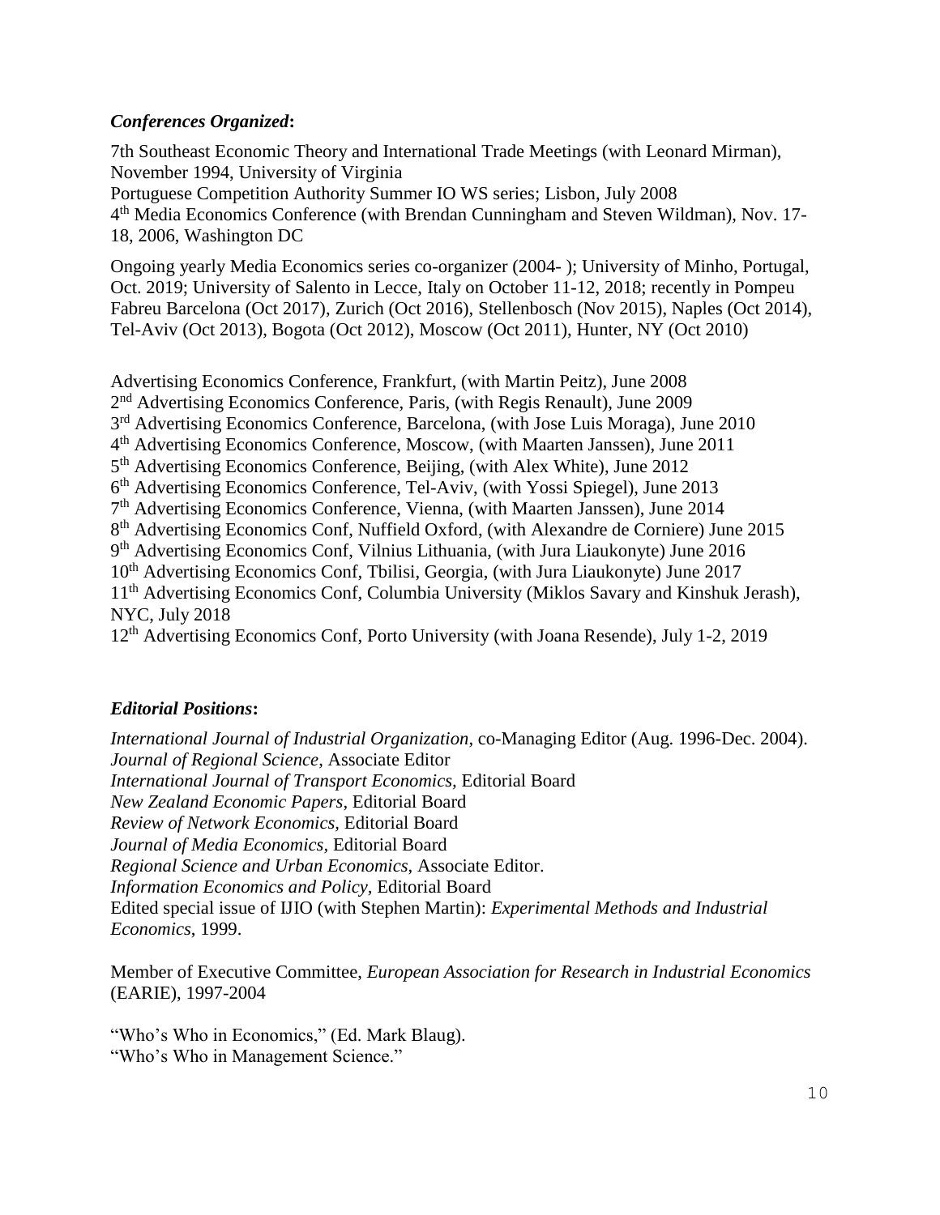### ***Conferences Organized*:**

7th Southeast Economic Theory and International Trade Meetings (with Leonard Mirman), November 1994, University of Virginia
Portuguese Competition Authority Summer IO WS series; Lisbon, July 2008
4th Media Economics Conference (with Brendan Cunningham and Steven Wildman), Nov. 17-18, 2006, Washington DC

Ongoing yearly Media Economics series co-organizer (2004- ); University of Minho, Portugal, Oct. 2019; University of Salento in Lecce, Italy on October 11-12, 2018; recently in Pompeu Fabreu Barcelona (Oct 2017), Zurich (Oct 2016), Stellenbosch (Nov 2015), Naples (Oct 2014), Tel-Aviv (Oct 2013), Bogota (Oct 2012), Moscow (Oct 2011), Hunter, NY (Oct 2010)

Advertising Economics Conference, Frankfurt, (with Martin Peitz), June 2008
2nd Advertising Economics Conference, Paris, (with Regis Renault), June 2009
3rd Advertising Economics Conference, Barcelona, (with Jose Luis Moraga), June 2010
4th Advertising Economics Conference, Moscow, (with Maarten Janssen), June 2011
5th Advertising Economics Conference, Beijing, (with Alex White), June 2012
6th Advertising Economics Conference, Tel-Aviv, (with Yossi Spiegel), June 2013
7th Advertising Economics Conference, Vienna, (with Maarten Janssen), June 2014
8th Advertising Economics Conf, Nuffield Oxford, (with Alexandre de Corniere) June 2015
9th Advertising Economics Conf, Vilnius Lithuania, (with Jura Liaukonyte) June 2016
10th Advertising Economics Conf, Tbilisi, Georgia, (with Jura Liaukonyte) June 2017
11th Advertising Economics Conf, Columbia University (Miklos Savary and Kinshuk Jerash), NYC, July 2018
12th Advertising Economics Conf, Porto University (with Joana Resende), July 1-2, 2019

### ***Editorial Positions*:**

*International Journal of Industrial Organization*, co-Managing Editor (Aug. 1996-Dec. 2004).
*Journal of Regional Science*, Associate Editor
*International Journal of Transport Economics,* Editorial Board
*New Zealand Economic Papers*, Editorial Board
*Review of Network Economics,* Editorial Board
*Journal of Media Economics,* Editorial Board
*Regional Science and Urban Economics*, Associate Editor.
*Information Economics and Policy*, Editorial Board
Edited special issue of IJIO (with Stephen Martin): *Experimental Methods and Industrial Economics*, 1999.

Member of Executive Committee, *European Association for Research in Industrial Economics* (EARIE), 1997-2004

"Who's Who in Economics," (Ed. Mark Blaug).
"Who's Who in Management Science."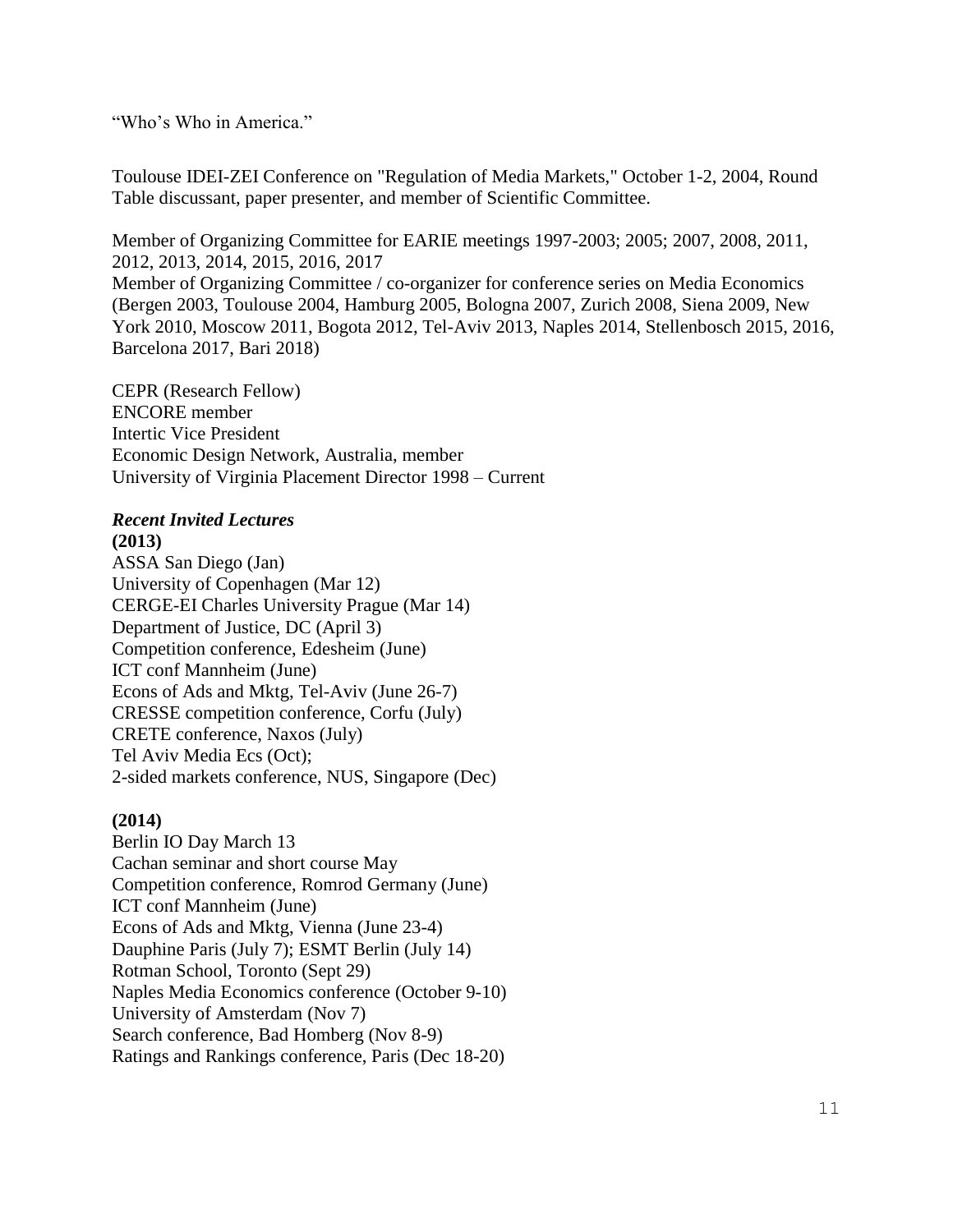"Who's Who in America."

Toulouse IDEI-ZEI Conference on "Regulation of Media Markets," October 1-2, 2004, Round Table discussant, paper presenter, and member of Scientific Committee.

Member of Organizing Committee for EARIE meetings 1997-2003; 2005; 2007, 2008, 2011, 2012, 2013, 2014, 2015, 2016, 2017
Member of Organizing Committee / co-organizer for conference series on Media Economics (Bergen 2003, Toulouse 2004, Hamburg 2005, Bologna 2007, Zurich 2008, Siena 2009, New York 2010, Moscow 2011, Bogota 2012, Tel-Aviv 2013, Naples 2014, Stellenbosch 2015, 2016, Barcelona 2017, Bari 2018)

CEPR (Research Fellow)
ENCORE member
Intertic Vice President
Economic Design Network, Australia, member
University of Virginia Placement Director 1998 – Current

### *Recent Invited Lectures*

**(2013)**

ASSA San Diego (Jan)
University of Copenhagen (Mar 12)
CERGE-EI Charles University Prague (Mar 14)
Department of Justice, DC (April 3)
Competition conference, Edesheim (June)
ICT conf Mannheim (June)
Econs of Ads and Mktg, Tel-Aviv (June 26-7)
CRESSE competition conference, Corfu (July)
CRETE conference, Naxos (July)
Tel Aviv Media Ecs (Oct);
2-sided markets conference, NUS, Singapore (Dec)

**(2014)**

Berlin IO Day March 13
Cachan seminar and short course May
Competition conference, Romrod Germany (June)
ICT conf Mannheim (June)
Econs of Ads and Mktg, Vienna (June 23-4)
Dauphine Paris (July 7); ESMT Berlin (July 14)
Rotman School, Toronto (Sept 29)
Naples Media Economics conference (October 9-10)
University of Amsterdam (Nov 7)
Search conference, Bad Homberg (Nov 8-9)
Ratings and Rankings conference, Paris (Dec 18-20)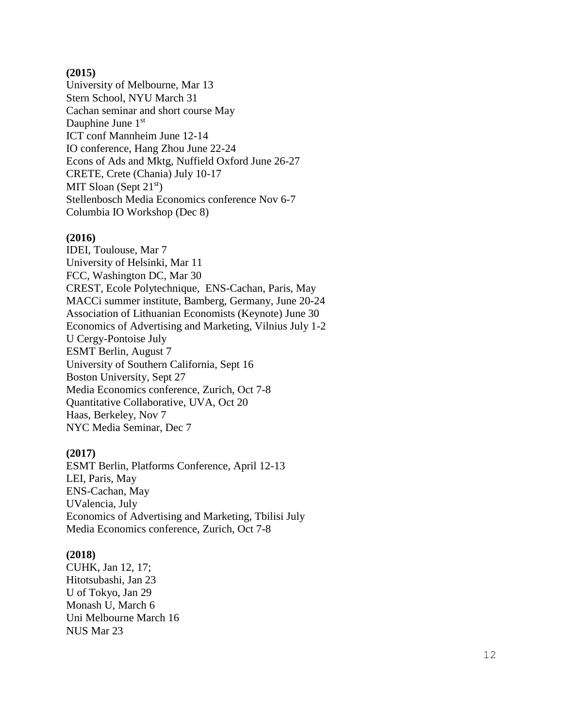**(2015)**
University of Melbourne, Mar 13
Stern School, NYU March 31
Cachan seminar and short course May
Dauphine June 1st
ICT conf Mannheim June 12-14
IO conference, Hang Zhou June 22-24
Econs of Ads and Mktg, Nuffield Oxford June 26-27
CRETE, Crete (Chania) July 10-17
MIT Sloan (Sept 21st)
Stellenbosch Media Economics conference Nov 6-7
Columbia IO Workshop (Dec 8)

**(2016)**
IDEI, Toulouse, Mar 7
University of Helsinki, Mar 11
FCC, Washington DC, Mar 30
CREST, Ecole Polytechnique, ENS-Cachan, Paris, May
MACCi summer institute, Bamberg, Germany, June 20-24
Association of Lithuanian Economists (Keynote) June 30
Economics of Advertising and Marketing, Vilnius July 1-2
U Cergy-Pontoise July
ESMT Berlin, August 7
University of Southern California, Sept 16
Boston University, Sept 27
Media Economics conference, Zurich, Oct 7-8
Quantitative Collaborative, UVA, Oct 20
Haas, Berkeley, Nov 7
NYC Media Seminar, Dec 7

**(2017)**
ESMT Berlin, Platforms Conference, April 12-13
LEI, Paris, May
ENS-Cachan, May
UValencia, July
Economics of Advertising and Marketing, Tbilisi July
Media Economics conference, Zurich, Oct 7-8

**(2018)**
CUHK, Jan 12, 17;
Hitotsubashi, Jan 23
U of Tokyo, Jan 29
Monash U, March 6
Uni Melbourne March 16
NUS Mar 23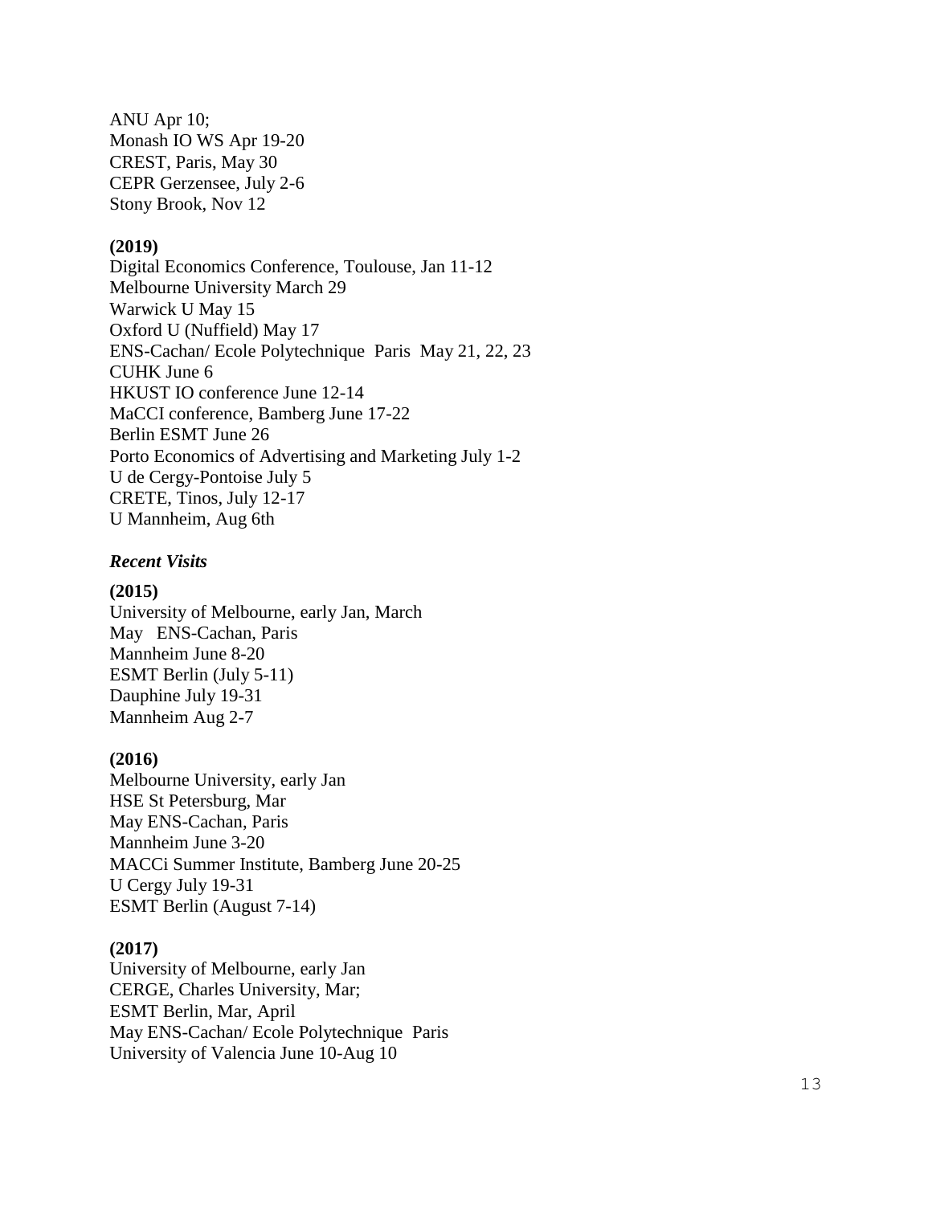ANU Apr 10;
Monash IO WS Apr 19-20
CREST, Paris, May 30
CEPR Gerzensee, July 2-6
Stony Brook, Nov 12

**(2019)**
Digital Economics Conference, Toulouse, Jan 11-12
Melbourne University March 29
Warwick U May 15
Oxford U (Nuffield) May 17
ENS-Cachan/ Ecole Polytechnique Paris May 21, 22, 23
CUHK June 6
HKUST IO conference June 12-14
MaCCI conference, Bamberg June 17-22
Berlin ESMT June 26
Porto Economics of Advertising and Marketing July 1-2
U de Cergy-Pontoise July 5
CRETE, Tinos, July 12-17
U Mannheim, Aug 6th

***Recent Visits***

**(2015)**
University of Melbourne, early Jan, March
May ENS-Cachan, Paris
Mannheim June 8-20
ESMT Berlin (July 5-11)
Dauphine July 19-31
Mannheim Aug 2-7

**(2016)**
Melbourne University, early Jan
HSE St Petersburg, Mar
May ENS-Cachan, Paris
Mannheim June 3-20
MACCi Summer Institute, Bamberg June 20-25
U Cergy July 19-31
ESMT Berlin (August 7-14)

**(2017)**
University of Melbourne, early Jan
CERGE, Charles University, Mar;
ESMT Berlin, Mar, April
May ENS-Cachan/ Ecole Polytechnique Paris
University of Valencia June 10-Aug 10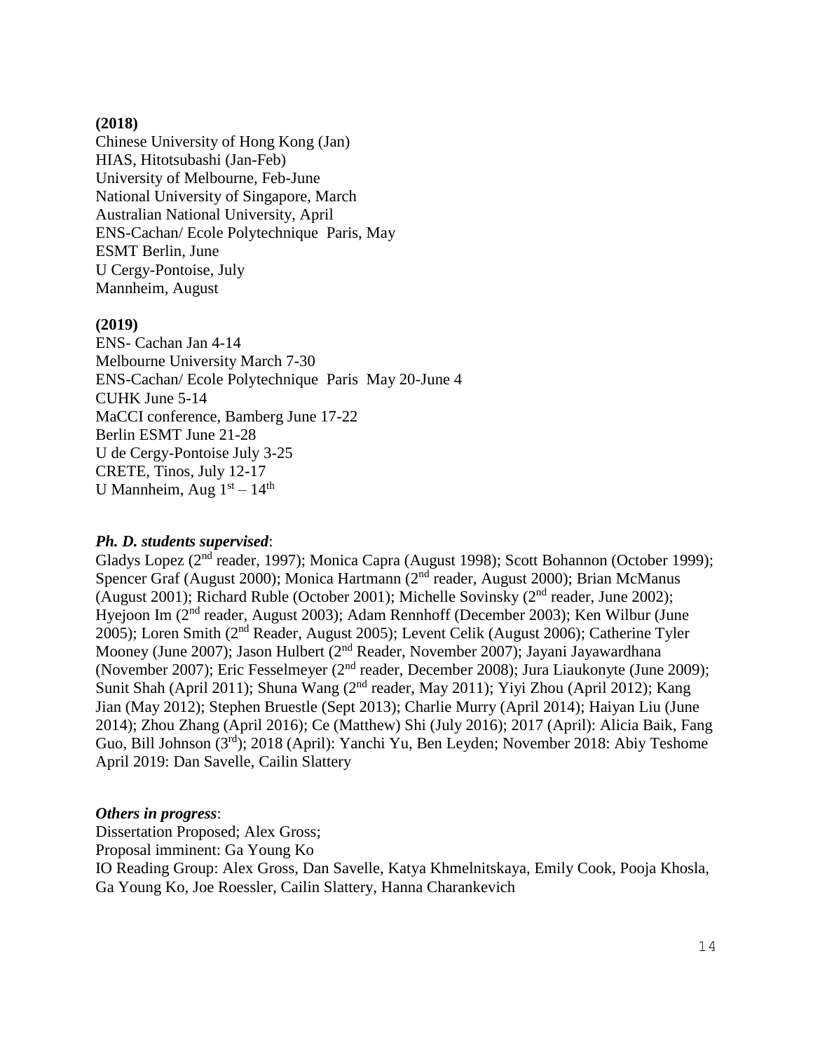**(2018)**
Chinese University of Hong Kong (Jan)
HIAS, Hitotsubashi (Jan-Feb)
University of Melbourne, Feb-June
National University of Singapore, March
Australian National University, April
ENS-Cachan/ Ecole Polytechnique Paris, May
ESMT Berlin, June
U Cergy-Pontoise, July
Mannheim, August

**(2019)**
ENS- Cachan Jan 4-14
Melbourne University March 7-30
ENS-Cachan/ Ecole Polytechnique Paris May 20-June 4
CUHK June 5-14
MaCCI conference, Bamberg June 17-22
Berlin ESMT June 21-28
U de Cergy-Pontoise July 3-25
CRETE, Tinos, July 12-17
U Mannheim, Aug 1st – 14th

***Ph. D. students supervised***:
Gladys Lopez (2nd reader, 1997); Monica Capra (August 1998); Scott Bohannon (October 1999); Spencer Graf (August 2000); Monica Hartmann (2nd reader, August 2000); Brian McManus (August 2001); Richard Ruble (October 2001); Michelle Sovinsky (2nd reader, June 2002); Hyejoon Im (2nd reader, August 2003); Adam Rennhoff (December 2003); Ken Wilbur (June 2005); Loren Smith (2nd Reader, August 2005); Levent Celik (August 2006); Catherine Tyler Mooney (June 2007); Jason Hulbert (2nd Reader, November 2007); Jayani Jayawardhana (November 2007); Eric Fesselmeyer (2nd reader, December 2008); Jura Liaukonyte (June 2009); Sunit Shah (April 2011); Shuna Wang (2nd reader, May 2011); Yiyi Zhou (April 2012); Kang Jian (May 2012); Stephen Bruestle (Sept 2013); Charlie Murry (April 2014); Haiyan Liu (June 2014); Zhou Zhang (April 2016); Ce (Matthew) Shi (July 2016); 2017 (April): Alicia Baik, Fang Guo, Bill Johnson (3rd); 2018 (April): Yanchi Yu, Ben Leyden; November 2018: Abiy Teshome April 2019: Dan Savelle, Cailin Slattery

***Others in progress***:
Dissertation Proposed; Alex Gross;
Proposal imminent: Ga Young Ko
IO Reading Group: Alex Gross, Dan Savelle, Katya Khmelnitskaya, Emily Cook, Pooja Khosla, Ga Young Ko, Joe Roessler, Cailin Slattery, Hanna Charankevich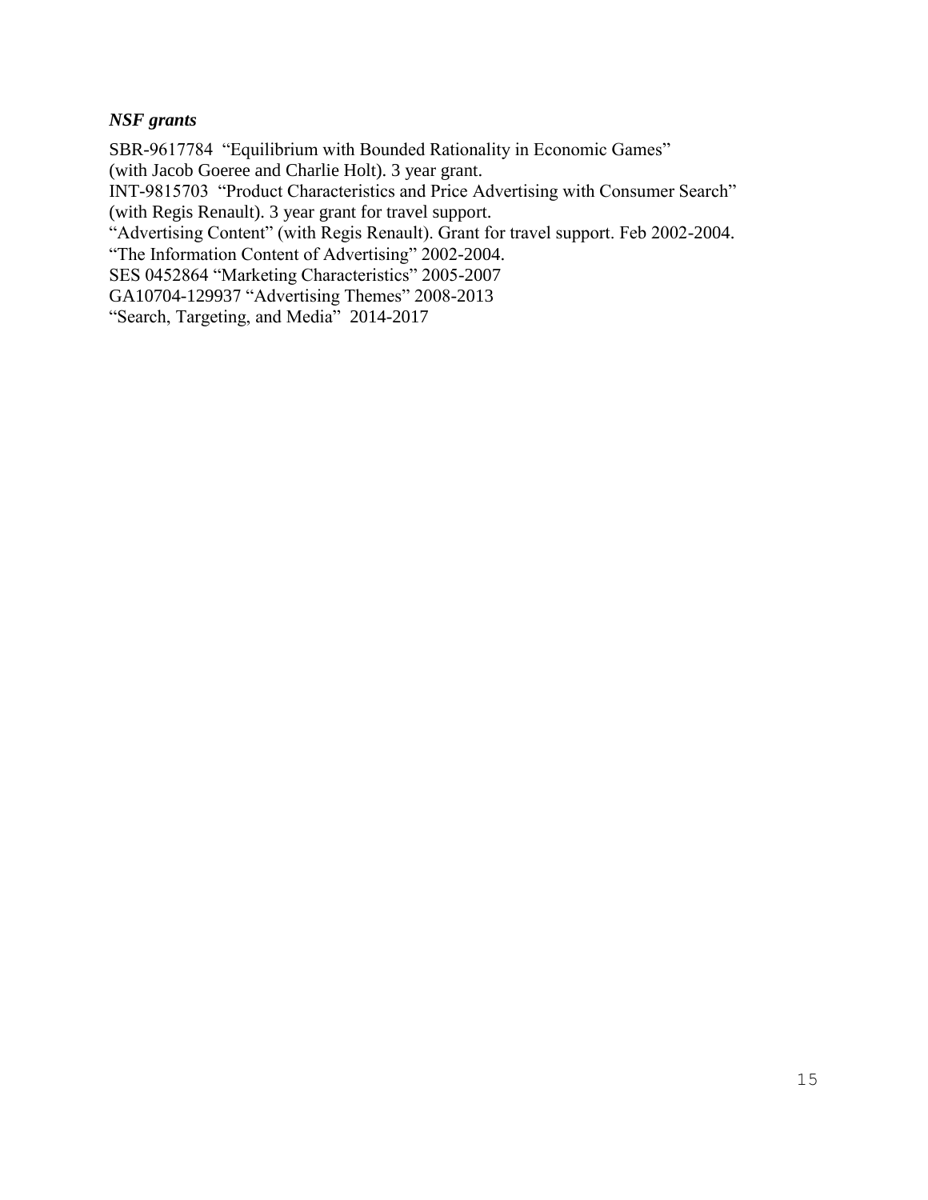***NSF grants***

SBR-9617784 "Equilibrium with Bounded Rationality in Economic Games"
(with Jacob Goeree and Charlie Holt). 3 year grant.
INT-9815703 "Product Characteristics and Price Advertising with Consumer Search"
(with Regis Renault). 3 year grant for travel support.
"Advertising Content" (with Regis Renault). Grant for travel support. Feb 2002-2004.
"The Information Content of Advertising" 2002-2004.
SES 0452864 "Marketing Characteristics" 2005-2007
GA10704-129937 "Advertising Themes" 2008-2013
"Search, Targeting, and Media" 2014-2017